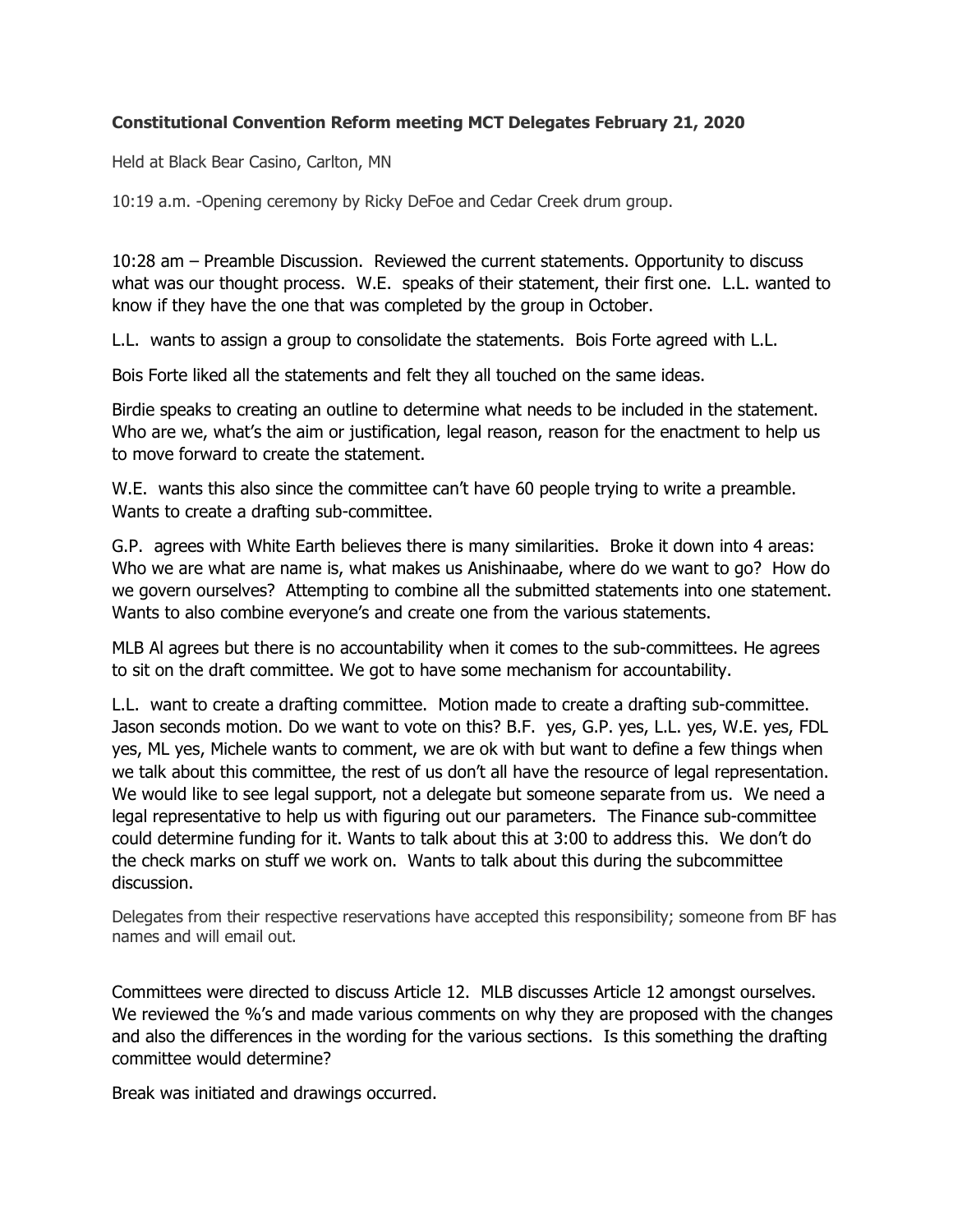**Constitutional Convention Reform meeting MCT Delegates February 21, 2020**

Held at Black Bear Casino, Carlton, MN

10:19 a.m. -Opening ceremony by Ricky DeFoe and Cedar Creek drum group.

10:28 am – Preamble Discussion. Reviewed the current statements. Opportunity to discuss what was our thought process. W.E. speaks of their statement, their first one. L.L. wanted to know if they have the one that was completed by the group in October.

L.L. wants to assign a group to consolidate the statements. Bois Forte agreed with L.L.

Bois Forte liked all the statements and felt they all touched on the same ideas.

Birdie speaks to creating an outline to determine what needs to be included in the statement. Who are we, what's the aim or justification, legal reason, reason for the enactment to help us to move forward to create the statement.

W.E. wants this also since the committee can't have 60 people trying to write a preamble. Wants to create a drafting sub-committee.

G.P. agrees with White Earth believes there is many similarities. Broke it down into 4 areas: Who we are what are name is, what makes us Anishinaabe, where do we want to go? How do we govern ourselves? Attempting to combine all the submitted statements into one statement. Wants to also combine everyone's and create one from the various statements.

MLB Al agrees but there is no accountability when it comes to the sub-committees. He agrees to sit on the draft committee. We got to have some mechanism for accountability.

L.L. want to create a drafting committee. Motion made to create a drafting sub-committee. Jason seconds motion. Do we want to vote on this? B.F. yes, G.P. yes, L.L. yes, W.E. yes, FDL yes, ML yes, Michele wants to comment, we are ok with but want to define a few things when we talk about this committee, the rest of us don't all have the resource of legal representation. We would like to see legal support, not a delegate but someone separate from us. We need a legal representative to help us with figuring out our parameters. The Finance sub-committee could determine funding for it. Wants to talk about this at 3:00 to address this. We don't do the check marks on stuff we work on. Wants to talk about this during the subcommittee discussion.

Delegates from their respective reservations have accepted this responsibility; someone from BF has names and will email out.

Committees were directed to discuss Article 12. MLB discusses Article 12 amongst ourselves. We reviewed the %'s and made various comments on why they are proposed with the changes and also the differences in the wording for the various sections. Is this something the drafting committee would determine?

Break was initiated and drawings occurred.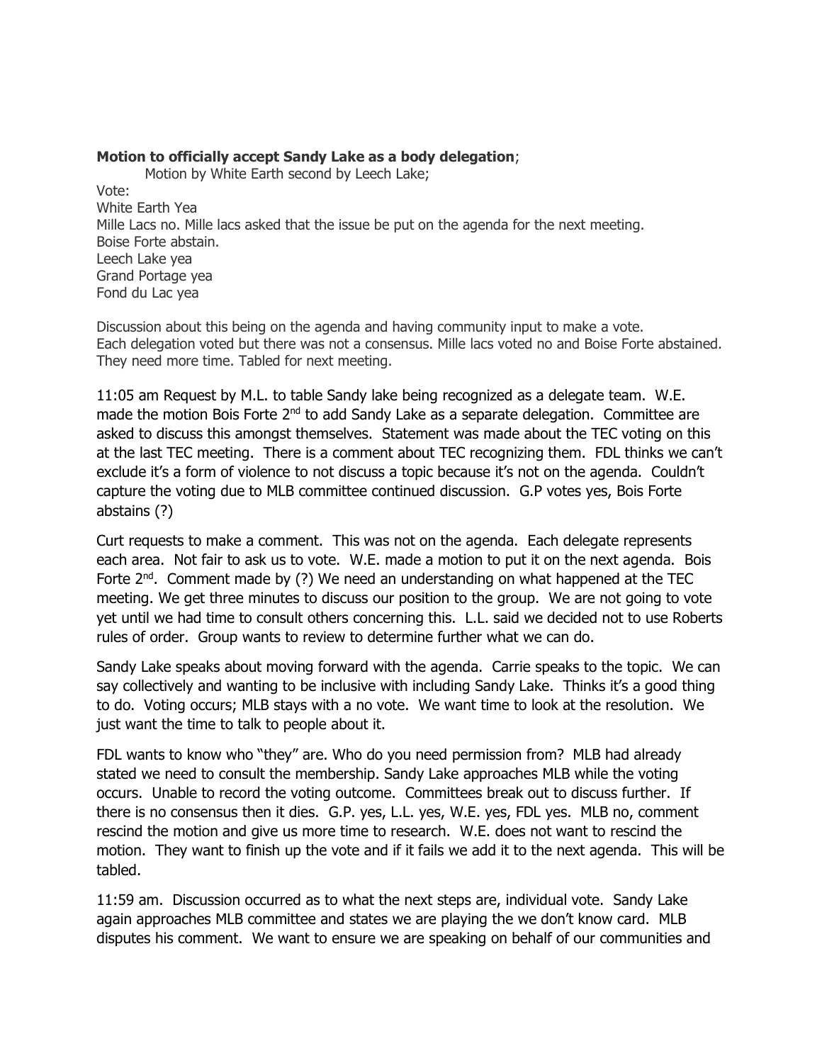**Motion to officially accept Sandy Lake as a body delegation**;

Motion by White Earth second by Leech Lake;

Vote:
White Earth Yea
Mille Lacs no. Mille lacs asked that the issue be put on the agenda for the next meeting.
Boise Forte abstain.
Leech Lake yea
Grand Portage yea
Fond du Lac yea

Discussion about this being on the agenda and having community input to make a vote. Each delegation voted but there was not a consensus. Mille lacs voted no and Boise Forte abstained. They need more time. Tabled for next meeting.

11:05 am Request by M.L. to table Sandy lake being recognized as a delegate team. W.E. made the motion Bois Forte 2nd to add Sandy Lake as a separate delegation. Committee are asked to discuss this amongst themselves. Statement was made about the TEC voting on this at the last TEC meeting. There is a comment about TEC recognizing them. FDL thinks we can't exclude it's a form of violence to not discuss a topic because it's not on the agenda. Couldn't capture the voting due to MLB committee continued discussion. G.P votes yes, Bois Forte abstains (?)

Curt requests to make a comment. This was not on the agenda. Each delegate represents each area. Not fair to ask us to vote. W.E. made a motion to put it on the next agenda. Bois Forte 2nd. Comment made by (?) We need an understanding on what happened at the TEC meeting. We get three minutes to discuss our position to the group. We are not going to vote yet until we had time to consult others concerning this. L.L. said we decided not to use Roberts rules of order. Group wants to review to determine further what we can do.

Sandy Lake speaks about moving forward with the agenda. Carrie speaks to the topic. We can say collectively and wanting to be inclusive with including Sandy Lake. Thinks it's a good thing to do. Voting occurs; MLB stays with a no vote. We want time to look at the resolution. We just want the time to talk to people about it.

FDL wants to know who "they" are. Who do you need permission from? MLB had already stated we need to consult the membership. Sandy Lake approaches MLB while the voting occurs. Unable to record the voting outcome. Committees break out to discuss further. If there is no consensus then it dies. G.P. yes, L.L. yes, W.E. yes, FDL yes. MLB no, comment rescind the motion and give us more time to research. W.E. does not want to rescind the motion. They want to finish up the vote and if it fails we add it to the next agenda. This will be tabled.

11:59 am. Discussion occurred as to what the next steps are, individual vote. Sandy Lake again approaches MLB committee and states we are playing the we don't know card. MLB disputes his comment. We want to ensure we are speaking on behalf of our communities and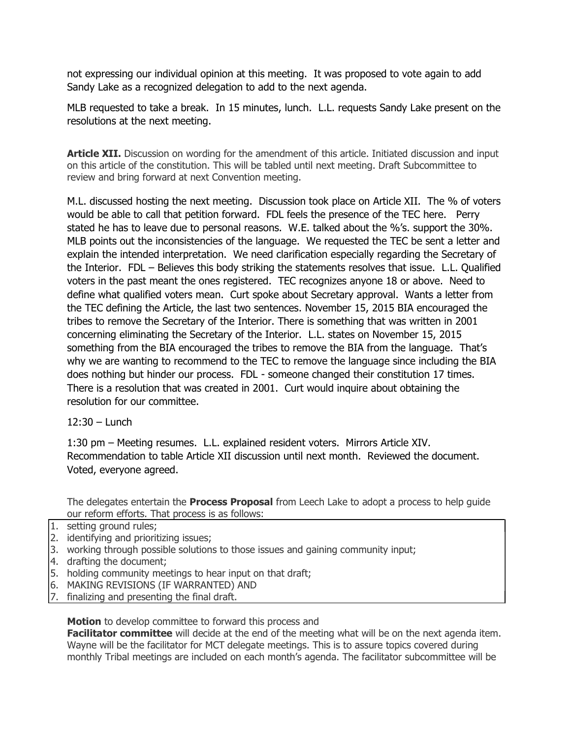not expressing our individual opinion at this meeting. It was proposed to vote again to add Sandy Lake as a recognized delegation to add to the next agenda.

MLB requested to take a break. In 15 minutes, lunch. L.L. requests Sandy Lake present on the resolutions at the next meeting.

**Article XII.** Discussion on wording for the amendment of this article. Initiated discussion and input on this article of the constitution. This will be tabled until next meeting. Draft Subcommittee to review and bring forward at next Convention meeting.

M.L. discussed hosting the next meeting. Discussion took place on Article XII. The % of voters would be able to call that petition forward. FDL feels the presence of the TEC here. Perry stated he has to leave due to personal reasons. W.E. talked about the %'s. support the 30%. MLB points out the inconsistencies of the language. We requested the TEC be sent a letter and explain the intended interpretation. We need clarification especially regarding the Secretary of the Interior. FDL – Believes this body striking the statements resolves that issue. L.L. Qualified voters in the past meant the ones registered. TEC recognizes anyone 18 or above. Need to define what qualified voters mean. Curt spoke about Secretary approval. Wants a letter from the TEC defining the Article, the last two sentences. November 15, 2015 BIA encouraged the tribes to remove the Secretary of the Interior. There is something that was written in 2001 concerning eliminating the Secretary of the Interior. L.L. states on November 15, 2015 something from the BIA encouraged the tribes to remove the BIA from the language. That's why we are wanting to recommend to the TEC to remove the language since including the BIA does nothing but hinder our process. FDL - someone changed their constitution 17 times. There is a resolution that was created in 2001. Curt would inquire about obtaining the resolution for our committee.

12:30 – Lunch

1:30 pm – Meeting resumes. L.L. explained resident voters. Mirrors Article XIV. Recommendation to table Article XII discussion until next month. Reviewed the document. Voted, everyone agreed.

The delegates entertain the **Process Proposal** from Leech Lake to adopt a process to help guide our reform efforts. That process is as follows:

1. setting ground rules;
2. identifying and prioritizing issues;
3. working through possible solutions to those issues and gaining community input;
4. drafting the document;
5. holding community meetings to hear input on that draft;
6. MAKING REVISIONS (IF WARRANTED) AND
7. finalizing and presenting the final draft.

**Motion** to develop committee to forward this process and
**Facilitator committee** will decide at the end of the meeting what will be on the next agenda item. Wayne will be the facilitator for MCT delegate meetings. This is to assure topics covered during monthly Tribal meetings are included on each month's agenda. The facilitator subcommittee will be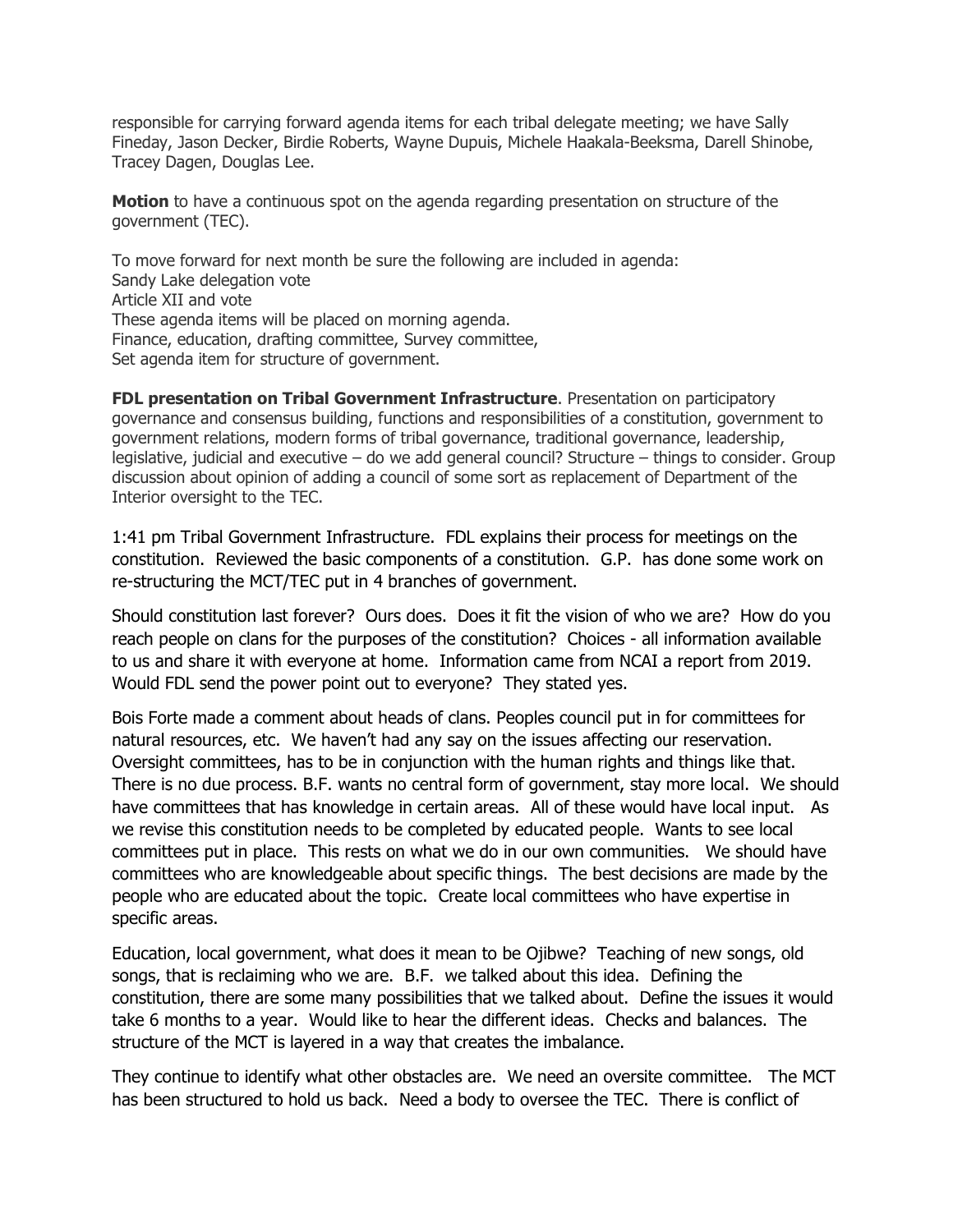responsible for carrying forward agenda items for each tribal delegate meeting; we have Sally Fineday, Jason Decker, Birdie Roberts, Wayne Dupuis, Michele Haakala-Beeksma, Darell Shinobe, Tracey Dagen, Douglas Lee.

**Motion** to have a continuous spot on the agenda regarding presentation on structure of the government (TEC).

To move forward for next month be sure the following are included in agenda:
Sandy Lake delegation vote
Article XII and vote
These agenda items will be placed on morning agenda.
Finance, education, drafting committee, Survey committee,
Set agenda item for structure of government.

**FDL presentation on Tribal Government Infrastructure**. Presentation on participatory governance and consensus building, functions and responsibilities of a constitution, government to government relations, modern forms of tribal governance, traditional governance, leadership, legislative, judicial and executive – do we add general council? Structure – things to consider. Group discussion about opinion of adding a council of some sort as replacement of Department of the Interior oversight to the TEC.

1:41 pm Tribal Government Infrastructure. FDL explains their process for meetings on the constitution. Reviewed the basic components of a constitution. G.P. has done some work on re-structuring the MCT/TEC put in 4 branches of government.

Should constitution last forever? Ours does. Does it fit the vision of who we are? How do you reach people on clans for the purposes of the constitution? Choices - all information available to us and share it with everyone at home. Information came from NCAI a report from 2019. Would FDL send the power point out to everyone? They stated yes.

Bois Forte made a comment about heads of clans. Peoples council put in for committees for natural resources, etc. We haven't had any say on the issues affecting our reservation. Oversight committees, has to be in conjunction with the human rights and things like that. There is no due process. B.F. wants no central form of government, stay more local. We should have committees that has knowledge in certain areas. All of these would have local input. As we revise this constitution needs to be completed by educated people. Wants to see local committees put in place. This rests on what we do in our own communities. We should have committees who are knowledgeable about specific things. The best decisions are made by the people who are educated about the topic. Create local committees who have expertise in specific areas.

Education, local government, what does it mean to be Ojibwe? Teaching of new songs, old songs, that is reclaiming who we are. B.F. we talked about this idea. Defining the constitution, there are some many possibilities that we talked about. Define the issues it would take 6 months to a year. Would like to hear the different ideas. Checks and balances. The structure of the MCT is layered in a way that creates the imbalance.

They continue to identify what other obstacles are. We need an oversite committee. The MCT has been structured to hold us back. Need a body to oversee the TEC. There is conflict of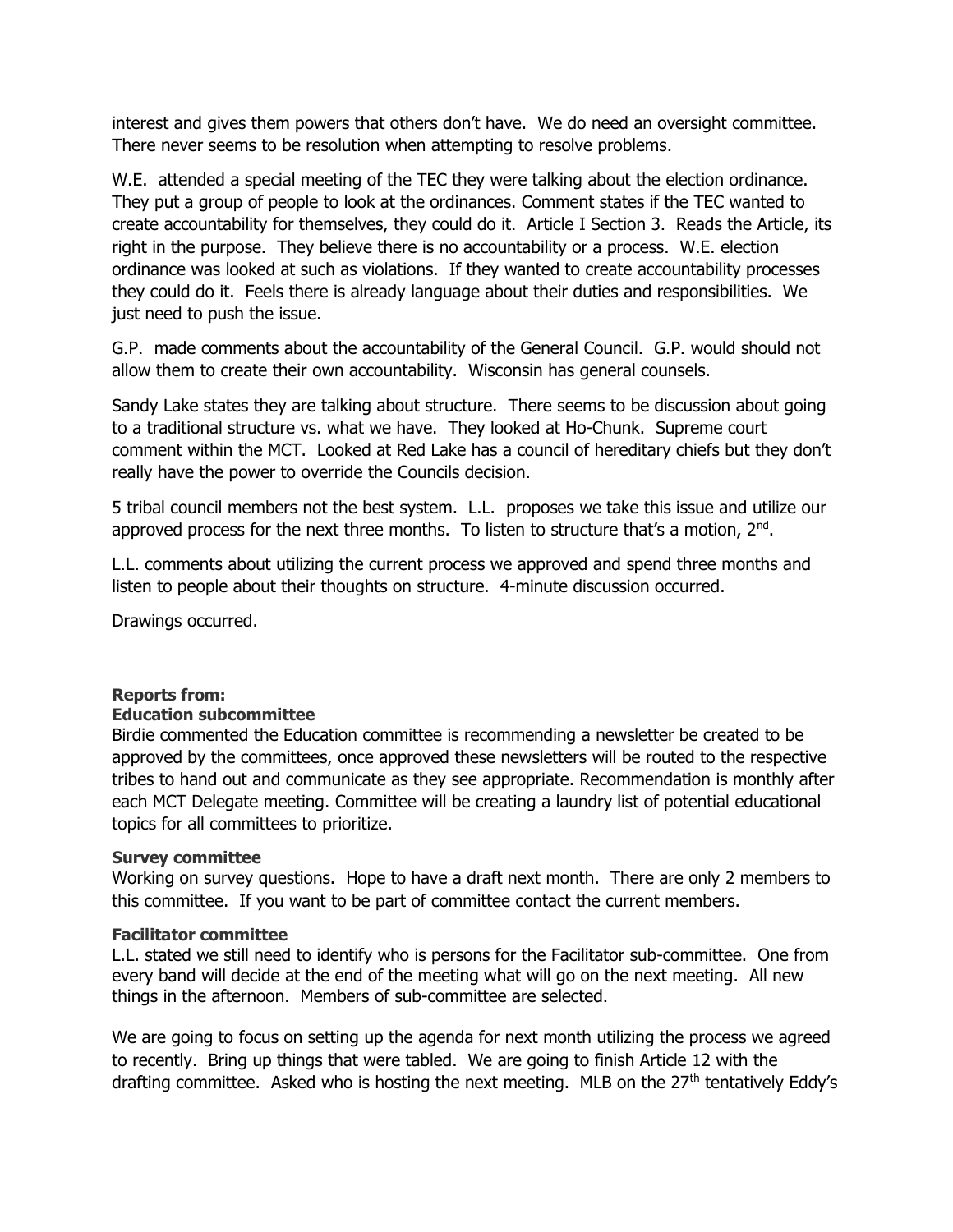interest and gives them powers that others don't have. We do need an oversight committee. There never seems to be resolution when attempting to resolve problems.

W.E. attended a special meeting of the TEC they were talking about the election ordinance. They put a group of people to look at the ordinances. Comment states if the TEC wanted to create accountability for themselves, they could do it. Article I Section 3. Reads the Article, its right in the purpose. They believe there is no accountability or a process. W.E. election ordinance was looked at such as violations. If they wanted to create accountability processes they could do it. Feels there is already language about their duties and responsibilities. We just need to push the issue.

G.P. made comments about the accountability of the General Council. G.P. would should not allow them to create their own accountability. Wisconsin has general counsels.

Sandy Lake states they are talking about structure. There seems to be discussion about going to a traditional structure vs. what we have. They looked at Ho-Chunk. Supreme court comment within the MCT. Looked at Red Lake has a council of hereditary chiefs but they don't really have the power to override the Councils decision.

5 tribal council members not the best system. L.L. proposes we take this issue and utilize our approved process for the next three months. To listen to structure that's a motion, 2nd.

L.L. comments about utilizing the current process we approved and spend three months and listen to people about their thoughts on structure. 4-minute discussion occurred.

Drawings occurred.

**Reports from:**

**Education subcommittee**

Birdie commented the Education committee is recommending a newsletter be created to be approved by the committees, once approved these newsletters will be routed to the respective tribes to hand out and communicate as they see appropriate. Recommendation is monthly after each MCT Delegate meeting. Committee will be creating a laundry list of potential educational topics for all committees to prioritize.

**Survey committee**

Working on survey questions. Hope to have a draft next month. There are only 2 members to this committee. If you want to be part of committee contact the current members.

**Facilitator committee**

L.L. stated we still need to identify who is persons for the Facilitator sub-committee. One from every band will decide at the end of the meeting what will go on the next meeting. All new things in the afternoon. Members of sub-committee are selected.

We are going to focus on setting up the agenda for next month utilizing the process we agreed to recently. Bring up things that were tabled. We are going to finish Article 12 with the drafting committee. Asked who is hosting the next meeting. MLB on the 27th tentatively Eddy's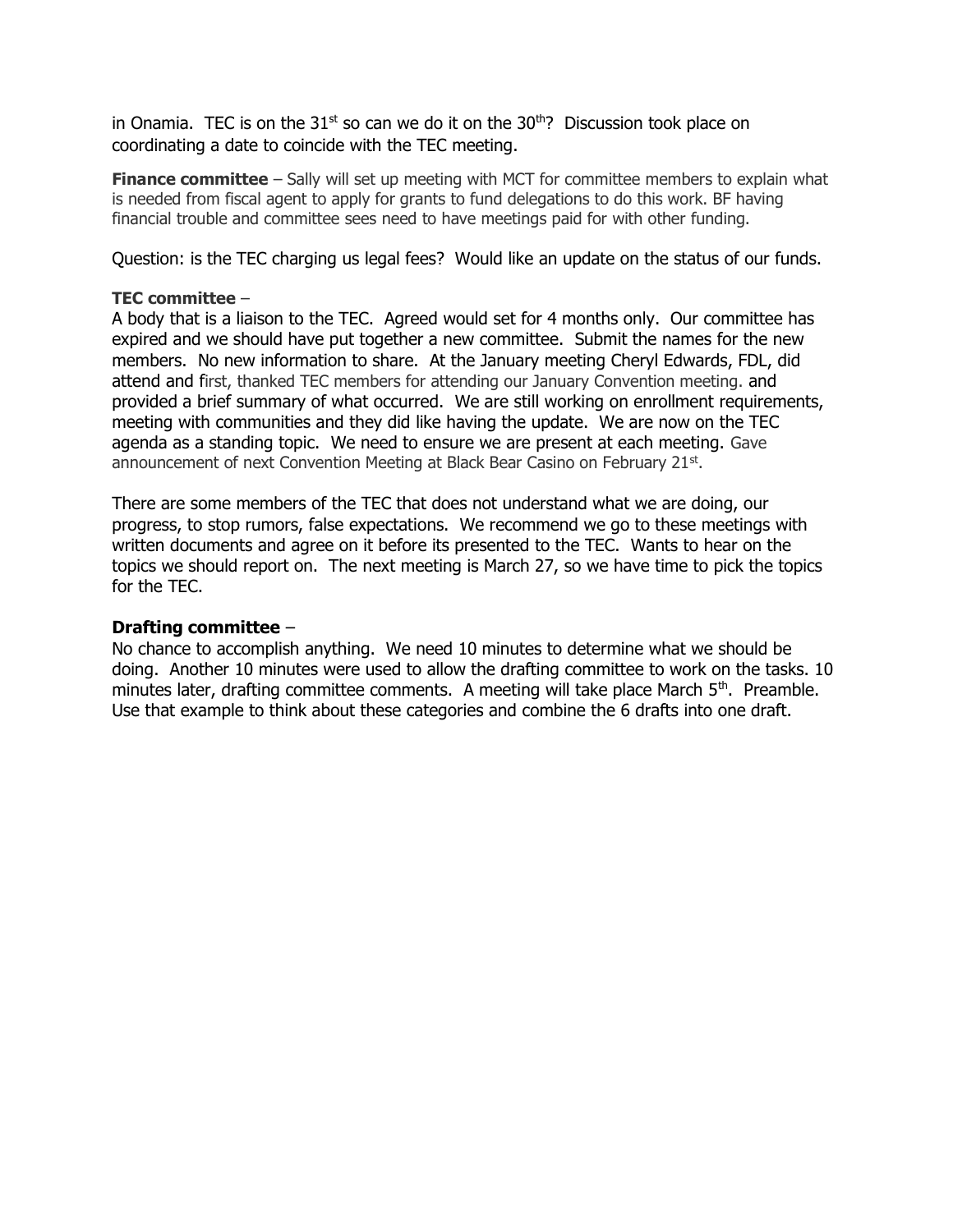in Onamia. TEC is on the 31st so can we do it on the 30th? Discussion took place on coordinating a date to coincide with the TEC meeting.

**Finance committee** – Sally will set up meeting with MCT for committee members to explain what is needed from fiscal agent to apply for grants to fund delegations to do this work. BF having financial trouble and committee sees need to have meetings paid for with other funding.

Question: is the TEC charging us legal fees? Would like an update on the status of our funds.

**TEC committee** –
A body that is a liaison to the TEC. Agreed would set for 4 months only. Our committee has expired and we should have put together a new committee. Submit the names for the new members. No new information to share. At the January meeting Cheryl Edwards, FDL, did attend and first, thanked TEC members for attending our January Convention meeting. and provided a brief summary of what occurred. We are still working on enrollment requirements, meeting with communities and they did like having the update. We are now on the TEC agenda as a standing topic. We need to ensure we are present at each meeting. Gave announcement of next Convention Meeting at Black Bear Casino on February 21st.

There are some members of the TEC that does not understand what we are doing, our progress, to stop rumors, false expectations. We recommend we go to these meetings with written documents and agree on it before its presented to the TEC. Wants to hear on the topics we should report on. The next meeting is March 27, so we have time to pick the topics for the TEC.

**Drafting committee** –
No chance to accomplish anything. We need 10 minutes to determine what we should be doing. Another 10 minutes were used to allow the drafting committee to work on the tasks. 10 minutes later, drafting committee comments. A meeting will take place March 5th. Preamble. Use that example to think about these categories and combine the 6 drafts into one draft.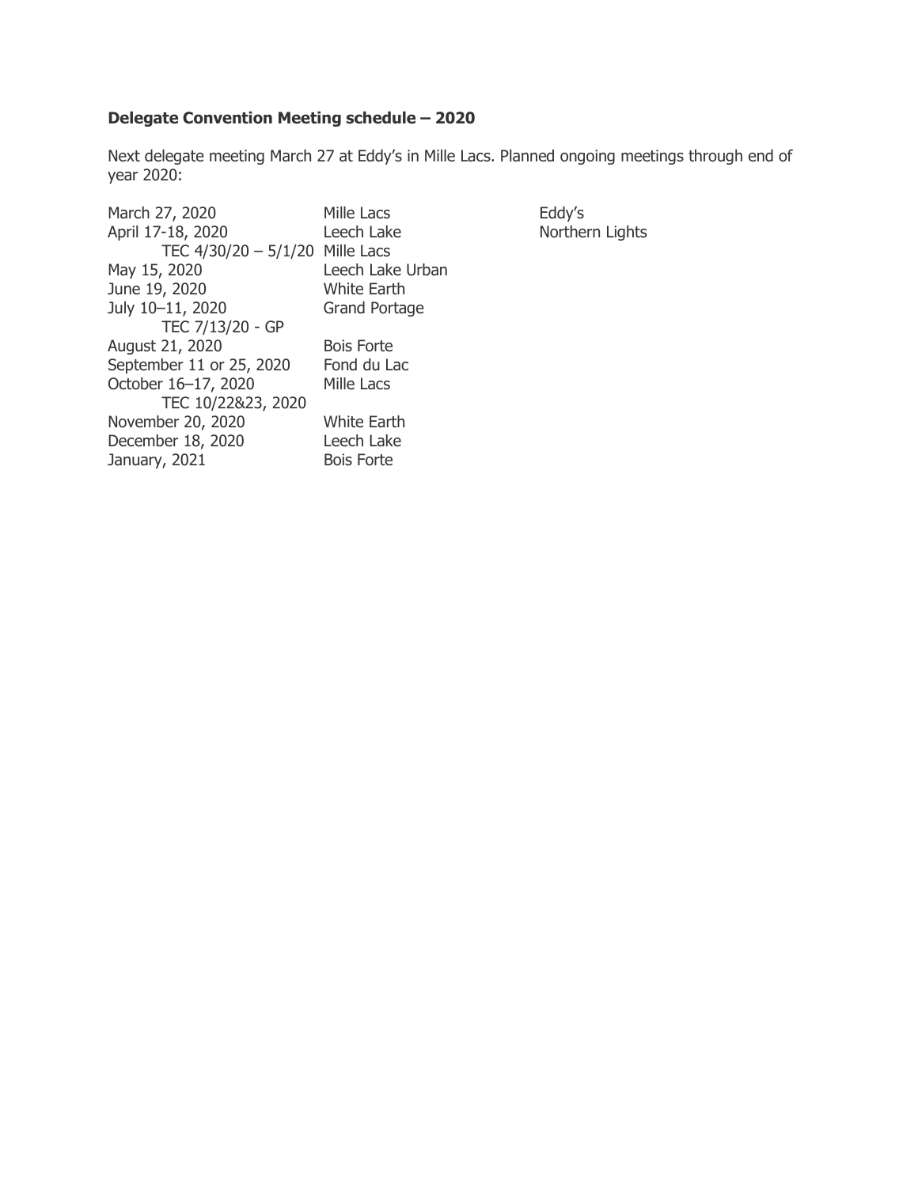**Delegate Convention Meeting schedule – 2020**

Next delegate meeting March 27 at Eddy's in Mille Lacs. Planned ongoing meetings through end of year 2020:

| | | |
|---|---|---|
| March 27, 2020 | Mille Lacs | Eddy's |
| April 17-18, 2020 | Leech Lake | Northern Lights |
| TEC 4/30/20 – 5/1/20 | Mille Lacs | |
| May 15, 2020 | Leech Lake Urban | |
| June 19, 2020 | White Earth | |
| July 10–11, 2020 | Grand Portage | |
| TEC 7/13/20 - GP | | |
| August 21, 2020 | Bois Forte | |
| September 11 or 25, 2020 | Fond du Lac | |
| October 16–17, 2020 | Mille Lacs | |
| TEC 10/22&23, 2020 | | |
| November 20, 2020 | White Earth | |
| December 18, 2020 | Leech Lake | |
| January, 2021 | Bois Forte | |